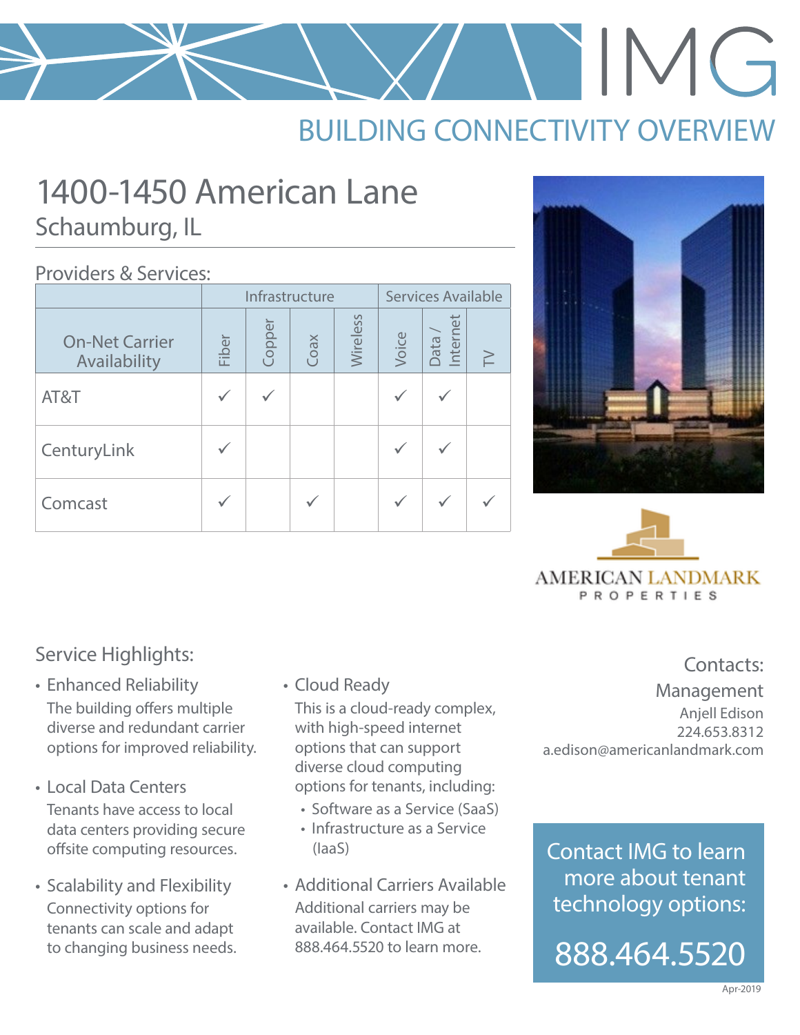# IMG

## BUILDING CONNECTIVITY OVERVIEW

# 1400-1450 American Lane

## Schaumburg, IL

### Providers & Services:

| On-Net Carrier Availability | Infrastructure | | | | Services Available | | |
|---|---|---|---|---|---|---|---|
| | Fiber | Copper | Coax | Wireless | Voice | Data / Internet | TV |
| AT&T | ✓ | ✓ | | | ✓ | ✓ | |
| CenturyLink | ✓ | | | | ✓ | ✓ | |
| Comcast | ✓ | | ✓ | | ✓ | ✓ | ✓ |

AMERICAN LANDMARK PROPERTIES

### Service Highlights:

- Enhanced Reliability
  The building offers multiple diverse and redundant carrier options for improved reliability.
- Local Data Centers
  Tenants have access to local data centers providing secure offsite computing resources.
- Scalability and Flexibility
  Connectivity options for tenants can scale and adapt to changing business needs.
- Cloud Ready
  This is a cloud-ready complex, with high-speed internet options that can support diverse cloud computing options for tenants, including:
  - Software as a Service (SaaS)
  - Infrastructure as a Service (IaaS)
- Additional Carriers Available
  Additional carriers may be available. Contact IMG at 888.464.5520 to learn more.

### Contacts:

Management
Anjell Edison
224.653.8312
a.edison@americanlandmark.com

Contact IMG to learn more about tenant technology options:

888.464.5520

Apr-2019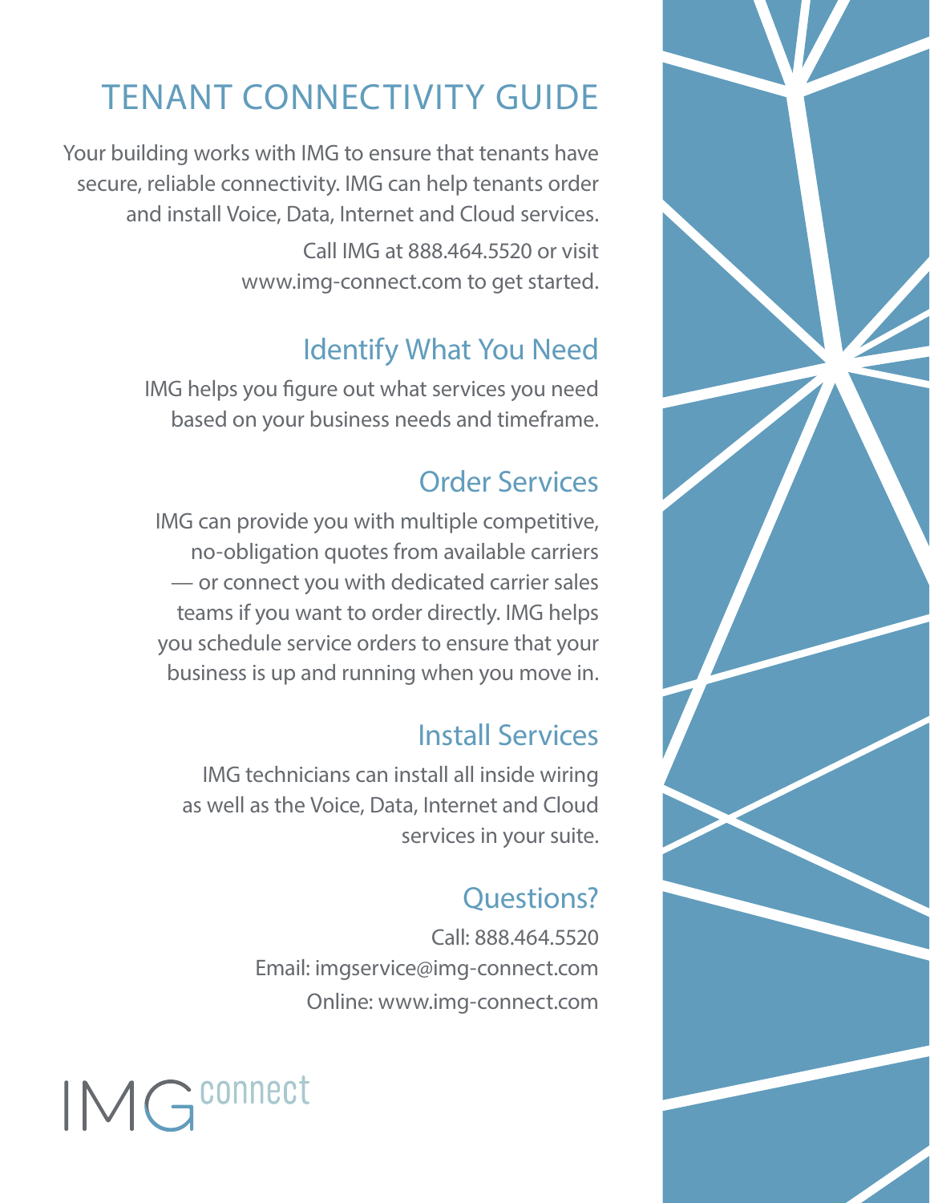# TENANT CONNECTIVITY GUIDE

Your building works with IMG to ensure that tenants have secure, reliable connectivity. IMG can help tenants order and install Voice, Data, Internet and Cloud services.

Call IMG at 888.464.5520 or visit www.img-connect.com to get started.

## Identify What You Need

IMG helps you figure out what services you need based on your business needs and timeframe.

## Order Services

IMG can provide you with multiple competitive, no-obligation quotes from available carriers — or connect you with dedicated carrier sales teams if you want to order directly. IMG helps you schedule service orders to ensure that your business is up and running when you move in.

## Install Services

IMG technicians can install all inside wiring as well as the Voice, Data, Internet and Cloud services in your suite.

## Questions?

Call: 888.464.5520
Email: imgservice@img-connect.com
Online: www.img-connect.com

IMG connect